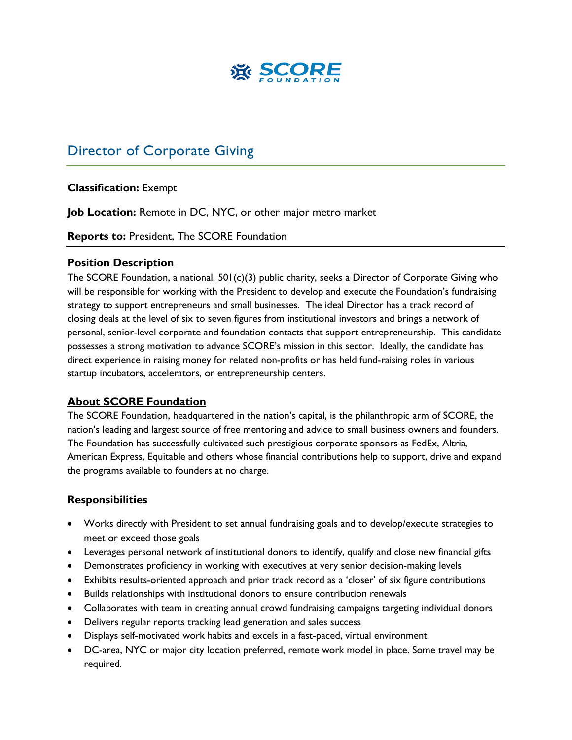SCORE FOUNDATION

# Director of Corporate Giving

**Classification:** Exempt

**Job Location:** Remote in DC, NYC, or other major metro market

**Reports to:** President, The SCORE Foundation

## Position Description

The SCORE Foundation, a national, 501(c)(3) public charity, seeks a Director of Corporate Giving who will be responsible for working with the President to develop and execute the Foundation's fundraising strategy to support entrepreneurs and small businesses. The ideal Director has a track record of closing deals at the level of six to seven figures from institutional investors and brings a network of personal, senior-level corporate and foundation contacts that support entrepreneurship. This candidate possesses a strong motivation to advance SCORE's mission in this sector. Ideally, the candidate has direct experience in raising money for related non-profits or has held fund-raising roles in various startup incubators, accelerators, or entrepreneurship centers.

## About SCORE Foundation

The SCORE Foundation, headquartered in the nation's capital, is the philanthropic arm of SCORE, the nation's leading and largest source of free mentoring and advice to small business owners and founders. The Foundation has successfully cultivated such prestigious corporate sponsors as FedEx, Altria, American Express, Equitable and others whose financial contributions help to support, drive and expand the programs available to founders at no charge.

## Responsibilities

- Works directly with President to set annual fundraising goals and to develop/execute strategies to meet or exceed those goals
- Leverages personal network of institutional donors to identify, qualify and close new financial gifts
- Demonstrates proficiency in working with executives at very senior decision-making levels
- Exhibits results-oriented approach and prior track record as a 'closer' of six figure contributions
- Builds relationships with institutional donors to ensure contribution renewals
- Collaborates with team in creating annual crowd fundraising campaigns targeting individual donors
- Delivers regular reports tracking lead generation and sales success
- Displays self-motivated work habits and excels in a fast-paced, virtual environment
- DC-area, NYC or major city location preferred, remote work model in place. Some travel may be required.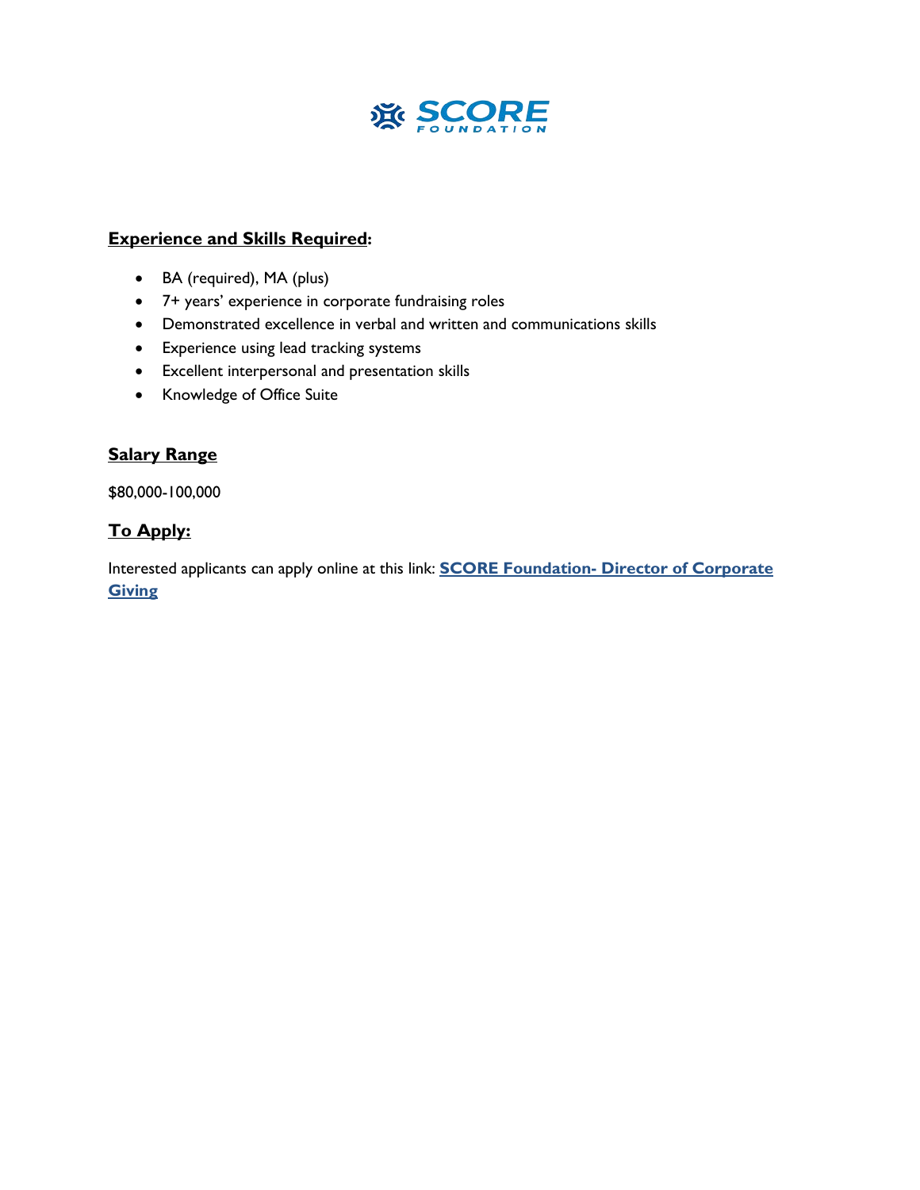SCORE FOUNDATION

**Experience and Skills Required:**

- BA (required), MA (plus)
- 7+ years' experience in corporate fundraising roles
- Demonstrated excellence in verbal and written and communications skills
- Experience using lead tracking systems
- Excellent interpersonal and presentation skills
- Knowledge of Office Suite

**Salary Range**

$80,000-100,000

**To Apply:**

Interested applicants can apply online at this link: **SCORE Foundation- Director of Corporate Giving**